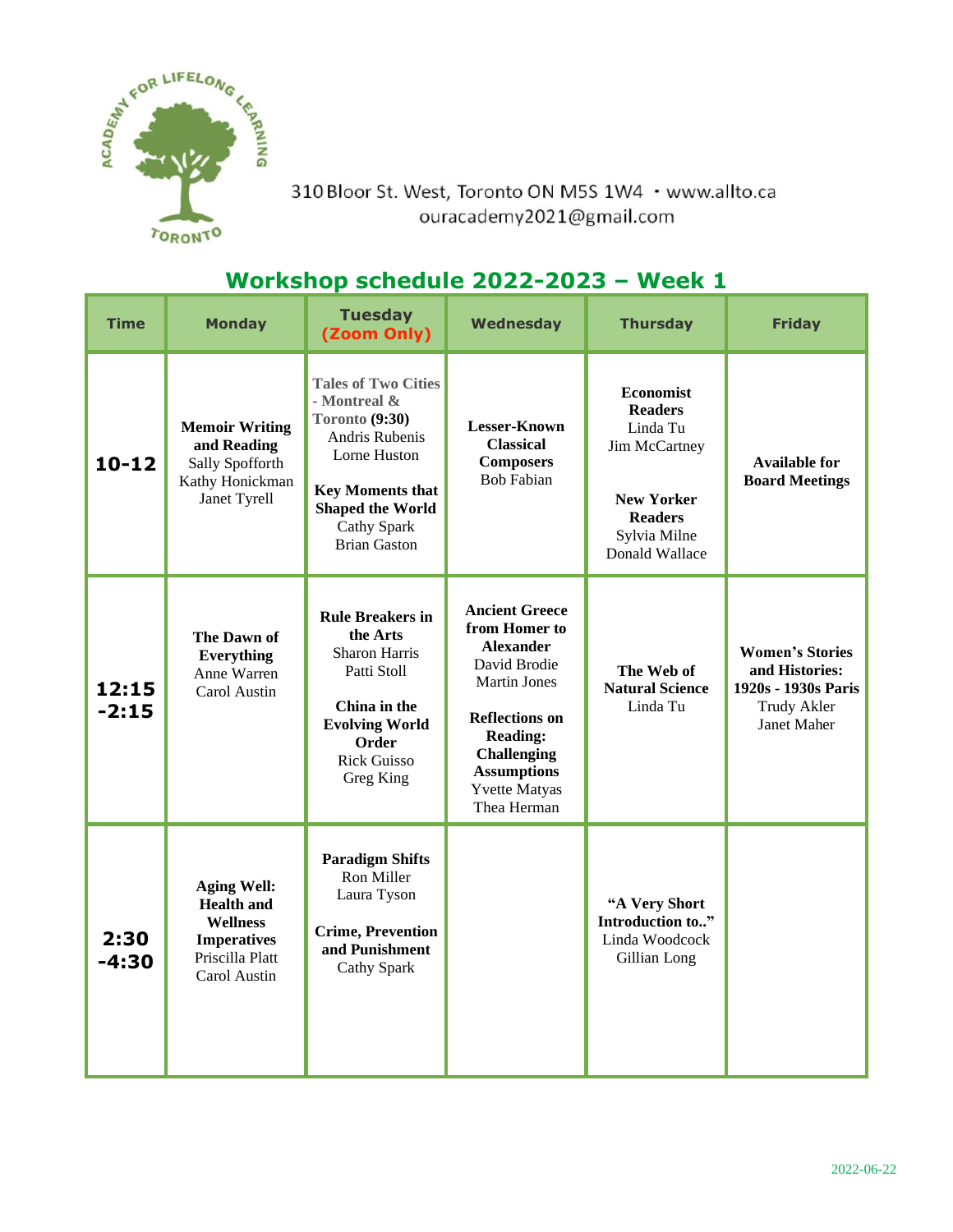ACADEMY FOR LIFELONG LEARNING TORONTO

310 Bloor St. West, Toronto ON M5S 1W4 • www.allto.ca
ouracademy2021@gmail.com

## Workshop schedule 2022-2023 – Week 1

| Time | Monday | Tuesday (Zoom Only) | Wednesday | Thursday | Friday |
|---|---|---|---|---|---|
| 10-12 | **Memoir Writing and Reading** Sally Spofforth Kathy Honickman Janet Tyrell | **Tales of Two Cities - Montreal & Toronto (9:30)** Andris Rubenis Lorne Huston<br><br>**Key Moments that Shaped the World** Cathy Spark Brian Gaston | **Lesser-Known Classical Composers** Bob Fabian | **Economist Readers** Linda Tu Jim McCartney<br><br>**New Yorker Readers** Sylvia Milne Donald Wallace | **Available for Board Meetings** |
| 12:15 -2:15 | **The Dawn of Everything** Anne Warren Carol Austin | **Rule Breakers in the Arts** Sharon Harris Patti Stoll<br><br>**China in the Evolving World Order** Rick Guisso Greg King | **Ancient Greece from Homer to Alexander** David Brodie Martin Jones<br><br>**Reflections on Reading: Challenging Assumptions** Yvette Matyas Thea Herman | **The Web of Natural Science** Linda Tu | **Women's Stories and Histories: 1920s - 1930s Paris** Trudy Akler Janet Maher |
| 2:30 -4:30 | **Aging Well: Health and Wellness Imperatives** Priscilla Platt Carol Austin | **Paradigm Shifts** Ron Miller Laura Tyson<br><br>**Crime, Prevention and Punishment** Cathy Spark | | **"A Very Short Introduction to.."** Linda Woodcock Gillian Long | |

2022-06-22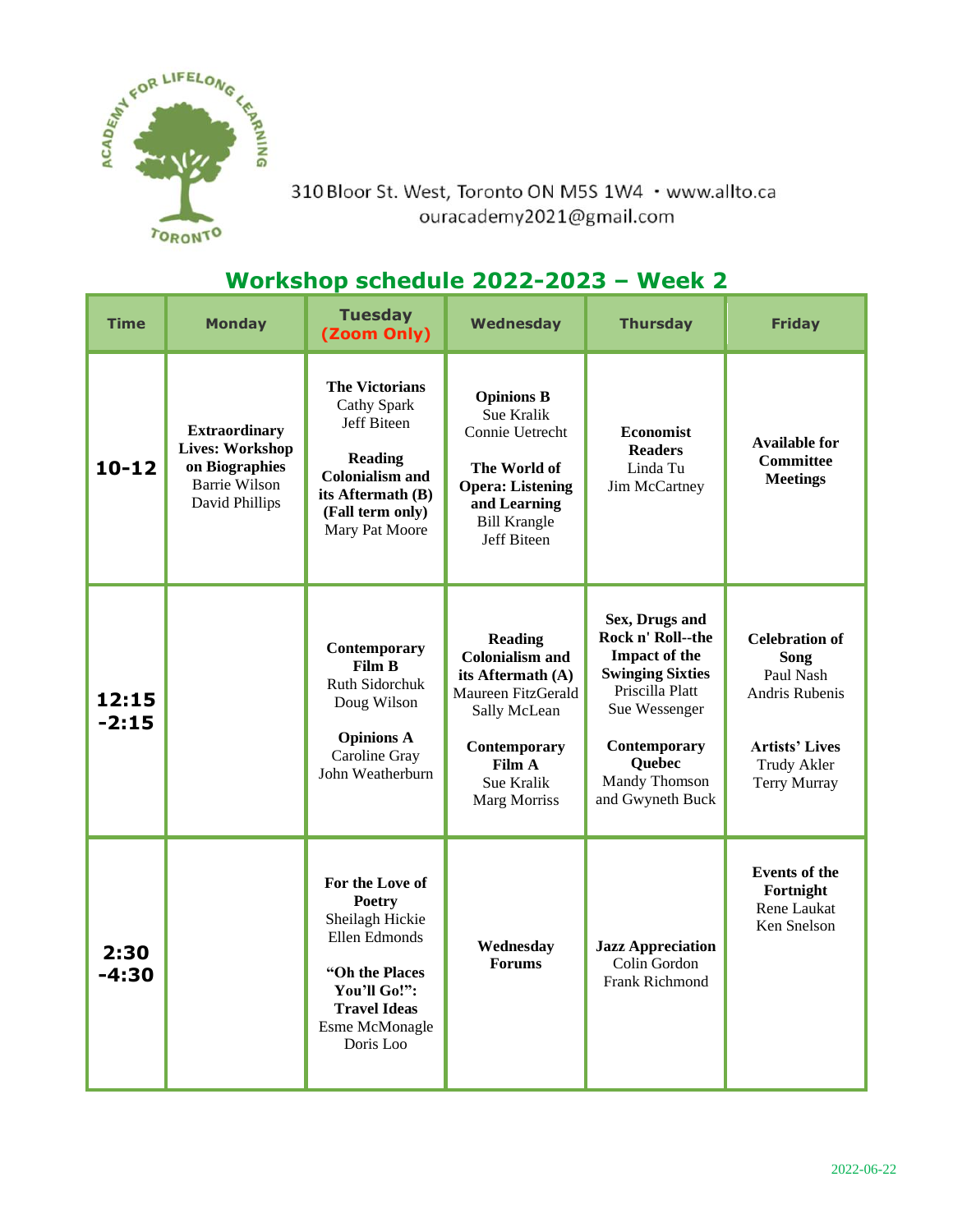310 Bloor St. West, Toronto ON M5S 1W4 • www.allto.ca
ouracademy2021@gmail.com

## Workshop schedule 2022-2023 – Week 2

| Time | Monday | Tuesday (Zoom Only) | Wednesday | Thursday | Friday |
|---|---|---|---|---|---|
| 10-12 | **Extraordinary Lives: Workshop on Biographies** Barrie Wilson David Phillips | **The Victorians** Cathy Spark Jeff Biteen<br><br>**Reading Colonialism and its Aftermath (B) (Fall term only)** Mary Pat Moore | **Opinions B** Sue Kralik Connie Uetrecht<br><br>**The World of Opera: Listening and Learning** Bill Krangle Jeff Biteen | **Economist Readers** Linda Tu Jim McCartney | **Available for Committee Meetings** |
| 12:15 -2:15 | | **Contemporary Film B** Ruth Sidorchuk Doug Wilson<br><br>**Opinions A** Caroline Gray John Weatherburn | **Reading Colonialism and its Aftermath (A)** Maureen FitzGerald Sally McLean<br><br>**Contemporary Film A** Sue Kralik Marg Morriss | **Sex, Drugs and Rock n' Roll--the Impact of the Swinging Sixties** Priscilla Platt Sue Wessenger<br><br>**Contemporary Quebec** Mandy Thomson and Gwyneth Buck | **Celebration of Song** Paul Nash Andris Rubenis<br><br>**Artists' Lives** Trudy Akler Terry Murray |
| 2:30 -4:30 | | **For the Love of Poetry** Sheilagh Hickie Ellen Edmonds<br><br>**"Oh the Places You'll Go!": Travel Ideas** Esme McMonagle Doris Loo | **Wednesday Forums** | **Jazz Appreciation** Colin Gordon Frank Richmond | **Events of the Fortnight** Rene Laukat Ken Snelson |

2022-06-22